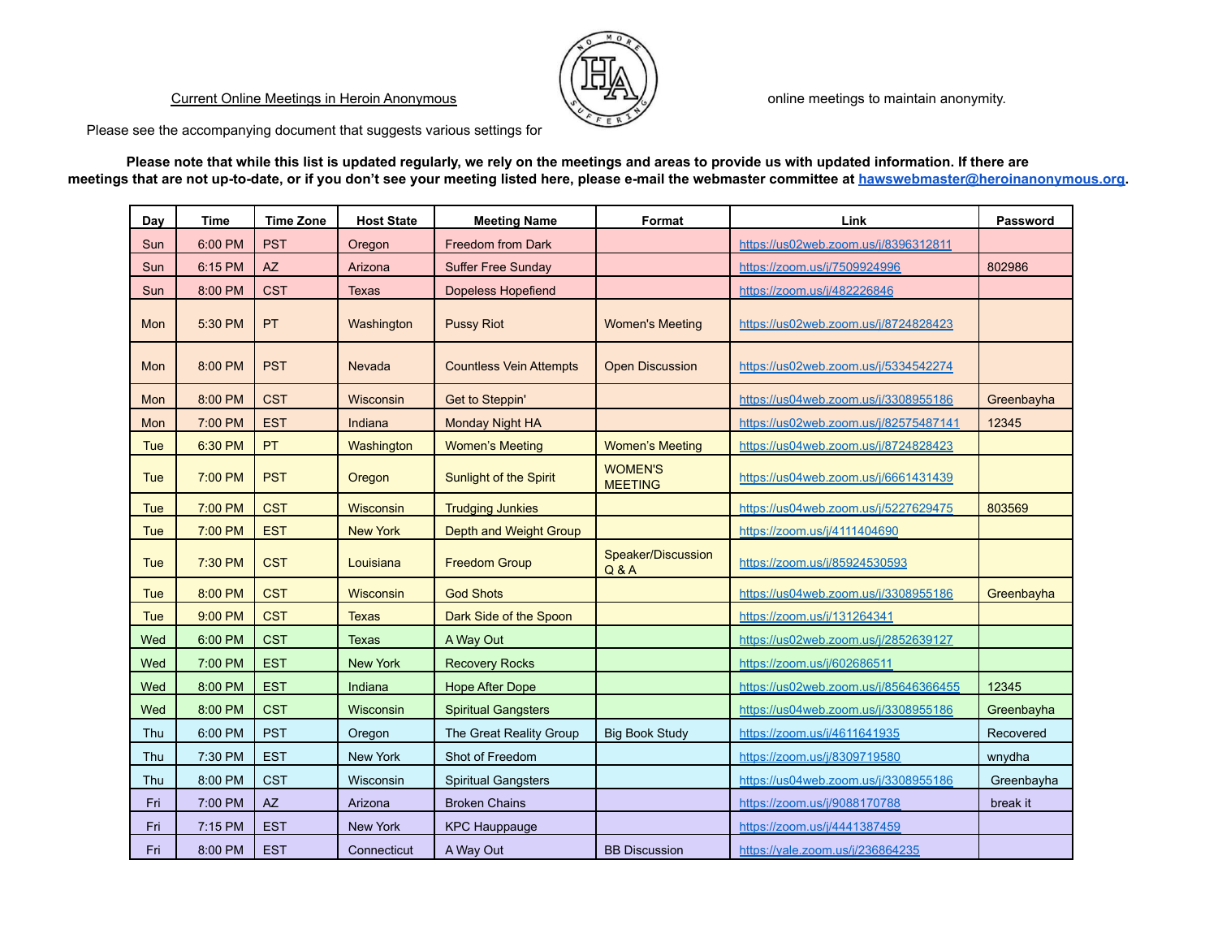Current Online Meetings in Heroin Anonymous

Please see the accompanying document that suggests various settings for online meetings to maintain anonymity.

**Please note that while this list is updated regularly, we rely on the meetings and areas to provide us with updated information. If there are meetings that are not up-to-date, or if you don't see your meeting listed here, please e-mail the webmaster committee at hawswebmaster@heroinanonymous.org.**

| Day | Time | Time Zone | Host State | Meeting Name | Format | Link | Password |
|---|---|---|---|---|---|---|---|
| Sun | 6:00 PM | PST | Oregon | Freedom from Dark | | https://us02web.zoom.us/j/8396312811 | |
| Sun | 6:15 PM | AZ | Arizona | Suffer Free Sunday | | https://zoom.us/j/7509924996 | 802986 |
| Sun | 8:00 PM | CST | Texas | Dopeless Hopefiend | | https://zoom.us/j/482226846 | |
| Mon | 5:30 PM | PT | Washington | Pussy Riot | Women's Meeting | https://us02web.zoom.us/j/8724828423 | |
| Mon | 8:00 PM | PST | Nevada | Countless Vein Attempts | Open Discussion | https://us02web.zoom.us/j/5334542274 | |
| Mon | 8:00 PM | CST | Wisconsin | Get to Steppin' | | https://us04web.zoom.us/j/3308955186 | Greenbayha |
| Mon | 7:00 PM | EST | Indiana | Monday Night HA | | https://us02web.zoom.us/j/82575487141 | 12345 |
| Tue | 6:30 PM | PT | Washington | Women's Meeting | Women's Meeting | https://us04web.zoom.us/j/8724828423 | |
| Tue | 7:00 PM | PST | Oregon | Sunlight of the Spirit | WOMEN'S MEETING | https://us04web.zoom.us/j/6661431439 | |
| Tue | 7:00 PM | CST | Wisconsin | Trudging Junkies | | https://us04web.zoom.us/j/5227629475 | 803569 |
| Tue | 7:00 PM | EST | New York | Depth and Weight Group | | https://zoom.us/j/4111404690 | |
| Tue | 7:30 PM | CST | Louisiana | Freedom Group | Speaker/Discussion Q & A | https://zoom.us/j/85924530593 | |
| Tue | 8:00 PM | CST | Wisconsin | God Shots | | https://us04web.zoom.us/j/3308955186 | Greenbayha |
| Tue | 9:00 PM | CST | Texas | Dark Side of the Spoon | | https://zoom.us/j/131264341 | |
| Wed | 6:00 PM | CST | Texas | A Way Out | | https://us02web.zoom.us/j/2852639127 | |
| Wed | 7:00 PM | EST | New York | Recovery Rocks | | https://zoom.us/j/602686511 | |
| Wed | 8:00 PM | EST | Indiana | Hope After Dope | | https://us02web.zoom.us/j/85646366455 | 12345 |
| Wed | 8:00 PM | CST | Wisconsin | Spiritual Gangsters | | https://us04web.zoom.us/j/3308955186 | Greenbayha |
| Thu | 6:00 PM | PST | Oregon | The Great Reality Group | Big Book Study | https://zoom.us/j/4611641935 | Recovered |
| Thu | 7:30 PM | EST | New York | Shot of Freedom | | https://zoom.us/j/8309719580 | wnydha |
| Thu | 8:00 PM | CST | Wisconsin | Spiritual Gangsters | | https://us04web.zoom.us/j/3308955186 | Greenbayha |
| Fri | 7:00 PM | AZ | Arizona | Broken Chains | | https://zoom.us/j/9088170788 | break it |
| Fri | 7:15 PM | EST | New York | KPC Hauppauge | | https://zoom.us/j/4441387459 | |
| Fri | 8:00 PM | EST | Connecticut | A Way Out | BB Discussion | https://yale.zoom.us/j/236864235 | |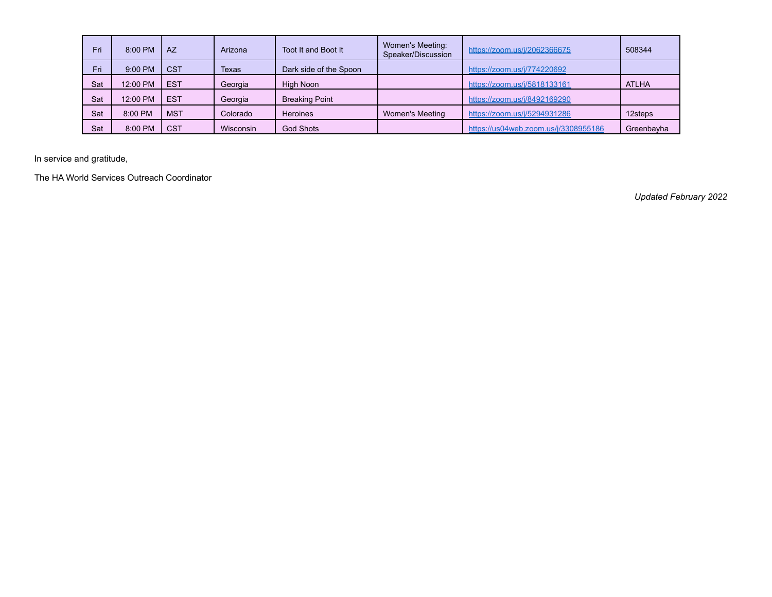| | | | | | | | |
|---|---|---|---|---|---|---|---|
| Fri | 8:00 PM | AZ | Arizona | Toot It and Boot It | Women's Meeting: Speaker/Discussion | https://zoom.us/j/2062366675 | 508344 |
| Fri | 9:00 PM | CST | Texas | Dark side of the Spoon | | https://zoom.us/j/774220692 | |
| Sat | 12:00 PM | EST | Georgia | High Noon | | https://zoom.us/j/5818133161 | ATLHA |
| Sat | 12:00 PM | EST | Georgia | Breaking Point | | https://zoom.us/j/8492169290 | |
| Sat | 8:00 PM | MST | Colorado | Heroines | Women's Meeting | https://zoom.us/j/5294931286 | 12steps |
| Sat | 8:00 PM | CST | Wisconsin | God Shots | | https://us04web.zoom.us/j/3308955186 | Greenbayha |

In service and gratitude,

The HA World Services Outreach Coordinator

*Updated February 2022*